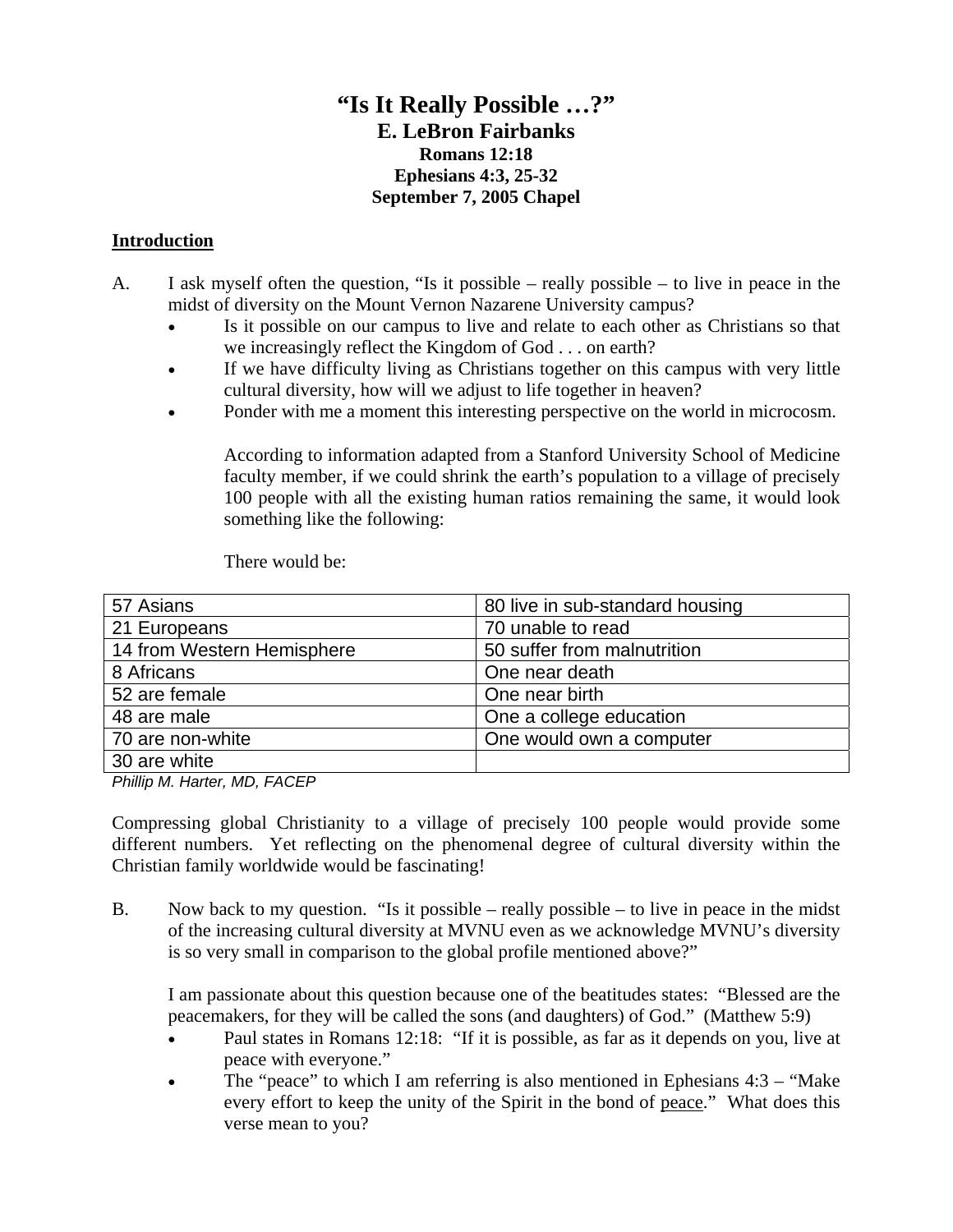# "Is It Really Possible …?"

## E. LeBron Fairbanks

### Romans 12:18
### Ephesians 4:3, 25-32
### September 7, 2005 Chapel

**Introduction**

A. I ask myself often the question, "Is it possible – really possible – to live in peace in the midst of diversity on the Mount Vernon Nazarene University campus?

- Is it possible on our campus to live and relate to each other as Christians so that we increasingly reflect the Kingdom of God . . . on earth?
- If we have difficulty living as Christians together on this campus with very little cultural diversity, how will we adjust to life together in heaven?
- Ponder with me a moment this interesting perspective on the world in microcosm.

  According to information adapted from a Stanford University School of Medicine faculty member, if we could shrink the earth's population to a village of precisely 100 people with all the existing human ratios remaining the same, it would look something like the following:

  There would be:

| | |
|---|---|
| 57 Asians | 80 live in sub-standard housing |
| 21 Europeans | 70 unable to read |
| 14 from Western Hemisphere | 50 suffer from malnutrition |
| 8 Africans | One near death |
| 52 are female | One near birth |
| 48 are male | One a college education |
| 70 are non-white | One would own a computer |
| 30 are white | |

*Phillip M. Harter, MD, FACEP*

Compressing global Christianity to a village of precisely 100 people would provide some different numbers. Yet reflecting on the phenomenal degree of cultural diversity within the Christian family worldwide would be fascinating!

B. Now back to my question. "Is it possible – really possible – to live in peace in the midst of the increasing cultural diversity at MVNU even as we acknowledge MVNU's diversity is so very small in comparison to the global profile mentioned above?"

I am passionate about this question because one of the beatitudes states: "Blessed are the peacemakers, for they will be called the sons (and daughters) of God." (Matthew 5:9)

- Paul states in Romans 12:18: "If it is possible, as far as it depends on you, live at peace with everyone."
- The "peace" to which I am referring is also mentioned in Ephesians 4:3 – "Make every effort to keep the unity of the Spirit in the bond of peace." What does this verse mean to you?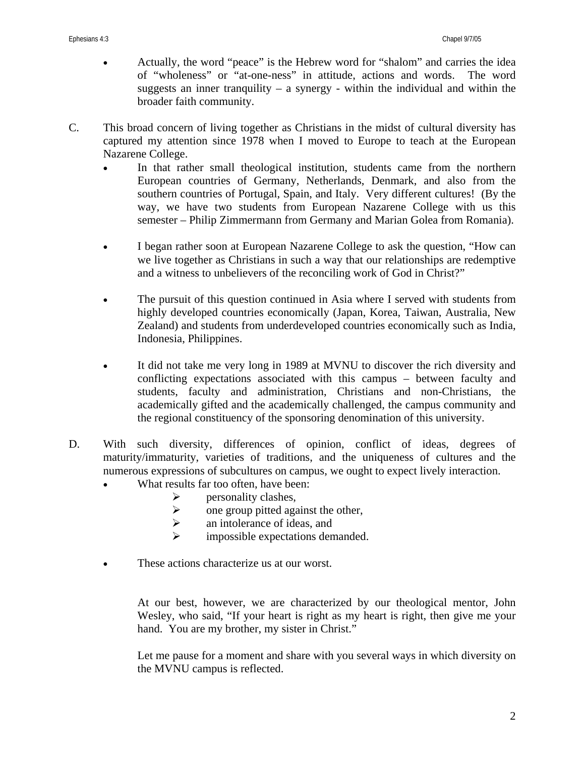- Actually, the word "peace" is the Hebrew word for "shalom" and carries the idea of "wholeness" or "at-one-ness" in attitude, actions and words. The word suggests an inner tranquility – a synergy - within the individual and within the broader faith community.

C. This broad concern of living together as Christians in the midst of cultural diversity has captured my attention since 1978 when I moved to Europe to teach at the European Nazarene College.

- In that rather small theological institution, students came from the northern European countries of Germany, Netherlands, Denmark, and also from the southern countries of Portugal, Spain, and Italy. Very different cultures! (By the way, we have two students from European Nazarene College with us this semester – Philip Zimmermann from Germany and Marian Golea from Romania).

- I began rather soon at European Nazarene College to ask the question, "How can we live together as Christians in such a way that our relationships are redemptive and a witness to unbelievers of the reconciling work of God in Christ?"

- The pursuit of this question continued in Asia where I served with students from highly developed countries economically (Japan, Korea, Taiwan, Australia, New Zealand) and students from underdeveloped countries economically such as India, Indonesia, Philippines.

- It did not take me very long in 1989 at MVNU to discover the rich diversity and conflicting expectations associated with this campus – between faculty and students, faculty and administration, Christians and non-Christians, the academically gifted and the academically challenged, the campus community and the regional constituency of the sponsoring denomination of this university.

D. With such diversity, differences of opinion, conflict of ideas, degrees of maturity/immaturity, varieties of traditions, and the uniqueness of cultures and the numerous expressions of subcultures on campus, we ought to expect lively interaction.

- What results far too often, have been:
  - personality clashes,
  - one group pitted against the other,
  - an intolerance of ideas, and
  - impossible expectations demanded.

- These actions characterize us at our worst.

  At our best, however, we are characterized by our theological mentor, John Wesley, who said, "If your heart is right as my heart is right, then give me your hand. You are my brother, my sister in Christ."

  Let me pause for a moment and share with you several ways in which diversity on the MVNU campus is reflected.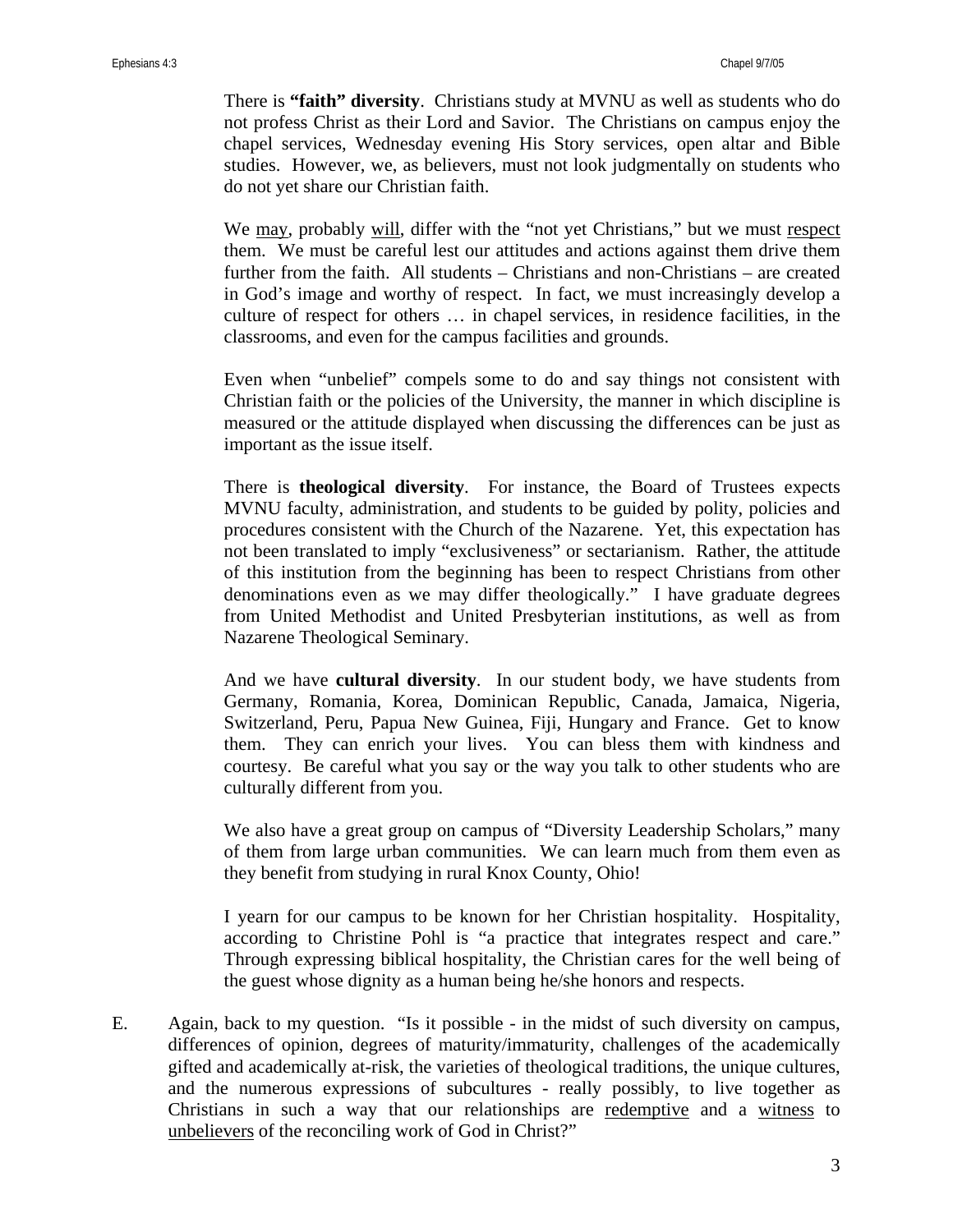There is **"faith" diversity**. Christians study at MVNU as well as students who do not profess Christ as their Lord and Savior. The Christians on campus enjoy the chapel services, Wednesday evening His Story services, open altar and Bible studies. However, we, as believers, must not look judgmentally on students who do not yet share our Christian faith.

We <u>may</u>, probably <u>will</u>, differ with the "not yet Christians," but we must <u>respect</u> them. We must be careful lest our attitudes and actions against them drive them further from the faith. All students – Christians and non-Christians – are created in God's image and worthy of respect. In fact, we must increasingly develop a culture of respect for others … in chapel services, in residence facilities, in the classrooms, and even for the campus facilities and grounds.

Even when "unbelief" compels some to do and say things not consistent with Christian faith or the policies of the University, the manner in which discipline is measured or the attitude displayed when discussing the differences can be just as important as the issue itself.

There is **theological diversity**. For instance, the Board of Trustees expects MVNU faculty, administration, and students to be guided by polity, policies and procedures consistent with the Church of the Nazarene. Yet, this expectation has not been translated to imply "exclusiveness" or sectarianism. Rather, the attitude of this institution from the beginning has been to respect Christians from other denominations even as we may differ theologically." I have graduate degrees from United Methodist and United Presbyterian institutions, as well as from Nazarene Theological Seminary.

And we have **cultural diversity**. In our student body, we have students from Germany, Romania, Korea, Dominican Republic, Canada, Jamaica, Nigeria, Switzerland, Peru, Papua New Guinea, Fiji, Hungary and France. Get to know them. They can enrich your lives. You can bless them with kindness and courtesy. Be careful what you say or the way you talk to other students who are culturally different from you.

We also have a great group on campus of "Diversity Leadership Scholars," many of them from large urban communities. We can learn much from them even as they benefit from studying in rural Knox County, Ohio!

I yearn for our campus to be known for her Christian hospitality. Hospitality, according to Christine Pohl is "a practice that integrates respect and care." Through expressing biblical hospitality, the Christian cares for the well being of the guest whose dignity as a human being he/she honors and respects.

E. Again, back to my question. "Is it possible - in the midst of such diversity on campus, differences of opinion, degrees of maturity/immaturity, challenges of the academically gifted and academically at-risk, the varieties of theological traditions, the unique cultures, and the numerous expressions of subcultures - really possibly, to live together as Christians in such a way that our relationships are <u>redemptive</u> and a <u>witness</u> to <u>unbelievers</u> of the reconciling work of God in Christ?"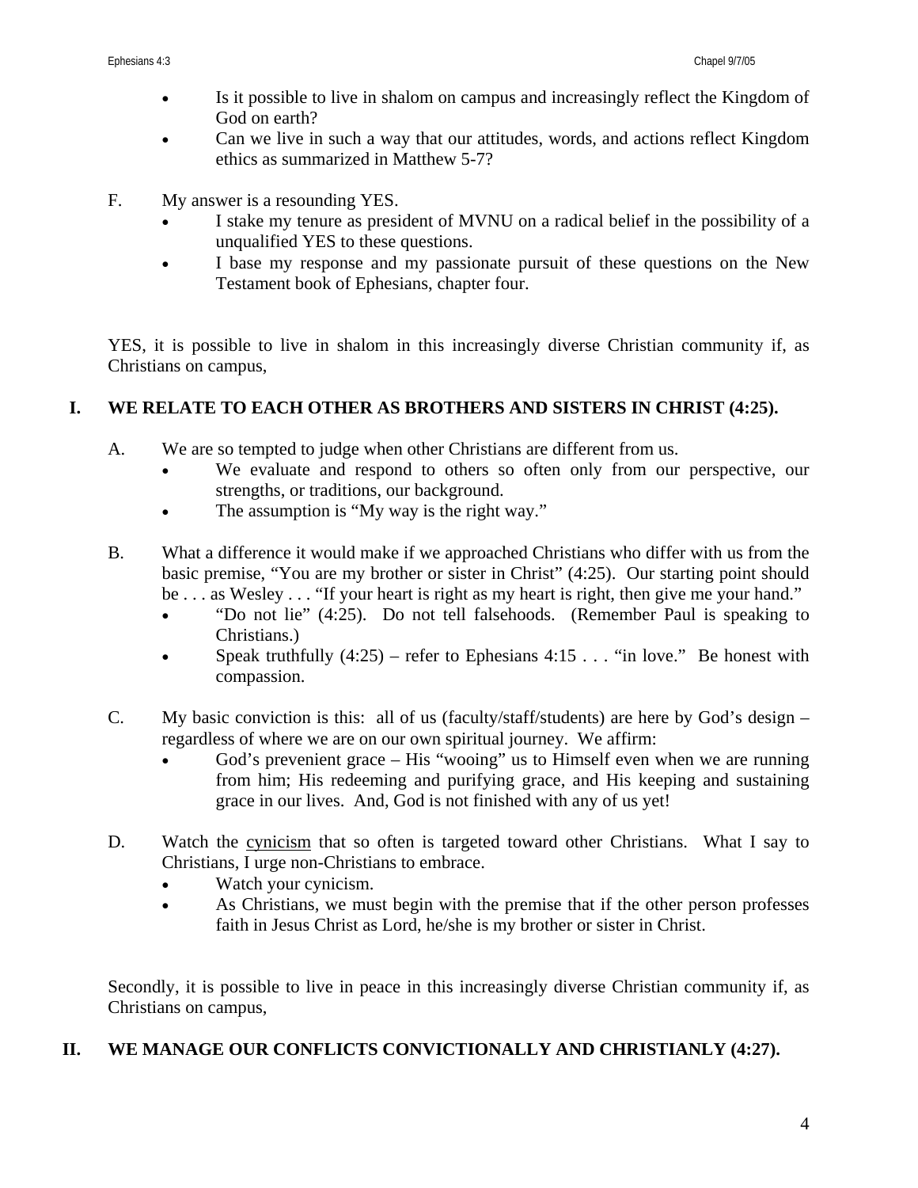- Is it possible to live in shalom on campus and increasingly reflect the Kingdom of God on earth?
- Can we live in such a way that our attitudes, words, and actions reflect Kingdom ethics as summarized in Matthew 5-7?

F. My answer is a resounding YES.
- I stake my tenure as president of MVNU on a radical belief in the possibility of a unqualified YES to these questions.
- I base my response and my passionate pursuit of these questions on the New Testament book of Ephesians, chapter four.

YES, it is possible to live in shalom in this increasingly diverse Christian community if, as Christians on campus,

## I. WE RELATE TO EACH OTHER AS BROTHERS AND SISTERS IN CHRIST (4:25).

A. We are so tempted to judge when other Christians are different from us.
- We evaluate and respond to others so often only from our perspective, our strengths, or traditions, our background.
- The assumption is "My way is the right way."

B. What a difference it would make if we approached Christians who differ with us from the basic premise, "You are my brother or sister in Christ" (4:25). Our starting point should be . . . as Wesley . . . "If your heart is right as my heart is right, then give me your hand."
- "Do not lie" (4:25). Do not tell falsehoods. (Remember Paul is speaking to Christians.)
- Speak truthfully (4:25) – refer to Ephesians 4:15 . . . "in love." Be honest with compassion.

C. My basic conviction is this: all of us (faculty/staff/students) are here by God's design – regardless of where we are on our own spiritual journey. We affirm:
- God's prevenient grace – His "wooing" us to Himself even when we are running from him; His redeeming and purifying grace, and His keeping and sustaining grace in our lives. And, God is not finished with any of us yet!

D. Watch the <u>cynicism</u> that so often is targeted toward other Christians. What I say to Christians, I urge non-Christians to embrace.
- Watch your cynicism.
- As Christians, we must begin with the premise that if the other person professes faith in Jesus Christ as Lord, he/she is my brother or sister in Christ.

Secondly, it is possible to live in peace in this increasingly diverse Christian community if, as Christians on campus,

## II. WE MANAGE OUR CONFLICTS CONVICTIONALLY AND CHRISTIANLY (4:27).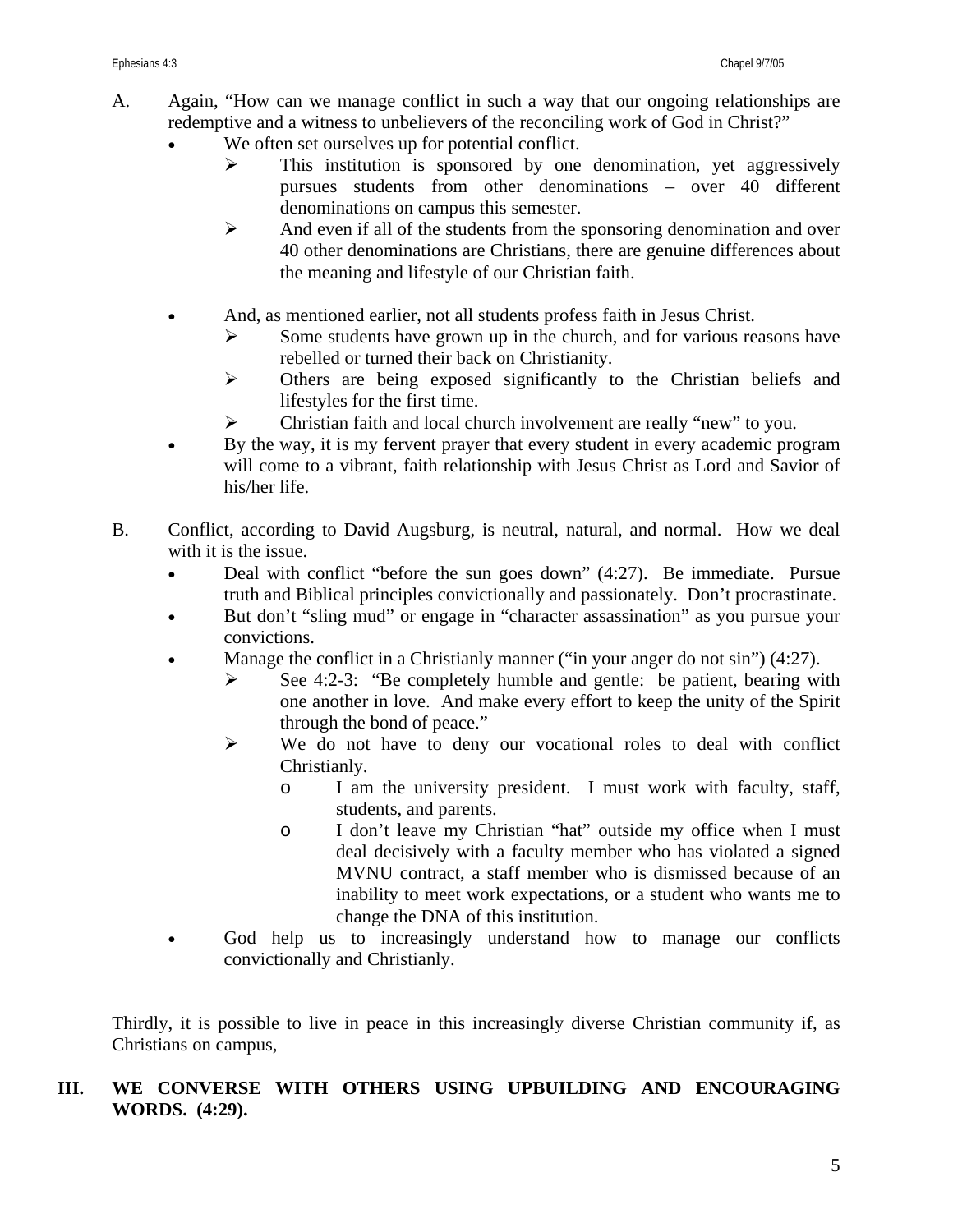A. Again, "How can we manage conflict in such a way that our ongoing relationships are redemptive and a witness to unbelievers of the reconciling work of God in Christ?"

- We often set ourselves up for potential conflict.
  - This institution is sponsored by one denomination, yet aggressively pursues students from other denominations – over 40 different denominations on campus this semester.
  - And even if all of the students from the sponsoring denomination and over 40 other denominations are Christians, there are genuine differences about the meaning and lifestyle of our Christian faith.

- And, as mentioned earlier, not all students profess faith in Jesus Christ.
  - Some students have grown up in the church, and for various reasons have rebelled or turned their back on Christianity.
  - Others are being exposed significantly to the Christian beliefs and lifestyles for the first time.
  - Christian faith and local church involvement are really "new" to you.
- By the way, it is my fervent prayer that every student in every academic program will come to a vibrant, faith relationship with Jesus Christ as Lord and Savior of his/her life.

B. Conflict, according to David Augsburg, is neutral, natural, and normal. How we deal with it is the issue.

- Deal with conflict "before the sun goes down" (4:27). Be immediate. Pursue truth and Biblical principles convictionally and passionately. Don't procrastinate.
- But don't "sling mud" or engage in "character assassination" as you pursue your convictions.
- Manage the conflict in a Christianly manner ("in your anger do not sin") (4:27).
  - See 4:2-3: "Be completely humble and gentle: be patient, bearing with one another in love. And make every effort to keep the unity of the Spirit through the bond of peace."
  - We do not have to deny our vocational roles to deal with conflict Christianly.
    - I am the university president. I must work with faculty, staff, students, and parents.
    - I don't leave my Christian "hat" outside my office when I must deal decisively with a faculty member who has violated a signed MVNU contract, a staff member who is dismissed because of an inability to meet work expectations, or a student who wants me to change the DNA of this institution.
- God help us to increasingly understand how to manage our conflicts convictionally and Christianly.

Thirdly, it is possible to live in peace in this increasingly diverse Christian community if, as Christians on campus,

## III. WE CONVERSE WITH OTHERS USING UPBUILDING AND ENCOURAGING WORDS. (4:29).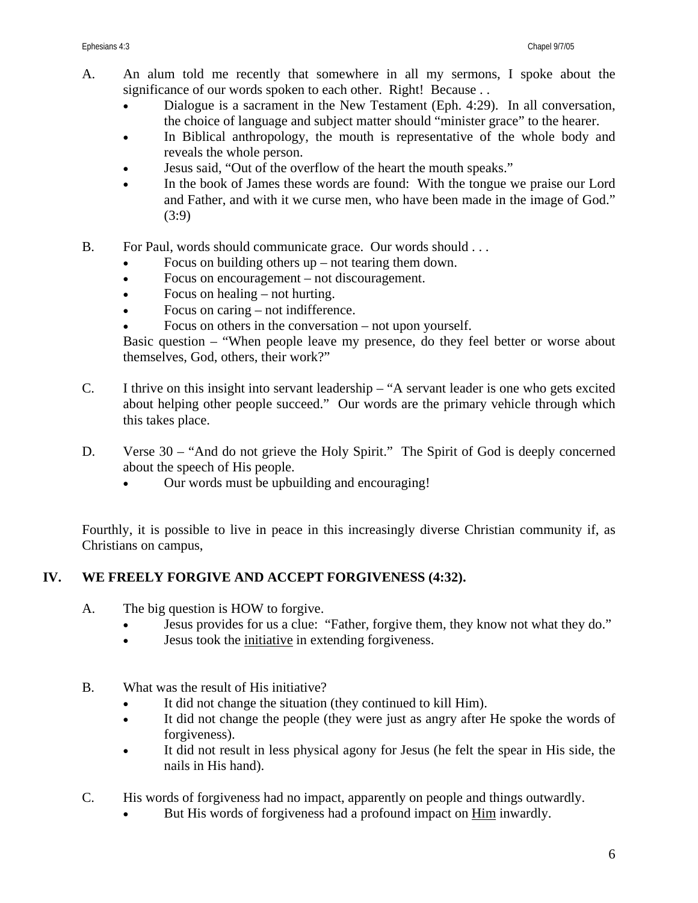A. An alum told me recently that somewhere in all my sermons, I spoke about the significance of our words spoken to each other. Right! Because . .

- Dialogue is a sacrament in the New Testament (Eph. 4:29). In all conversation, the choice of language and subject matter should "minister grace" to the hearer.
- In Biblical anthropology, the mouth is representative of the whole body and reveals the whole person.
- Jesus said, "Out of the overflow of the heart the mouth speaks."
- In the book of James these words are found: With the tongue we praise our Lord and Father, and with it we curse men, who have been made in the image of God." (3:9)

B. For Paul, words should communicate grace. Our words should . . .

- Focus on building others up – not tearing them down.
- Focus on encouragement – not discouragement.
- Focus on healing – not hurting.
- Focus on caring – not indifference.
- Focus on others in the conversation – not upon yourself.

Basic question – "When people leave my presence, do they feel better or worse about themselves, God, others, their work?"

C. I thrive on this insight into servant leadership – "A servant leader is one who gets excited about helping other people succeed." Our words are the primary vehicle through which this takes place.

D. Verse 30 – "And do not grieve the Holy Spirit." The Spirit of God is deeply concerned about the speech of His people.

- Our words must be upbuilding and encouraging!

Fourthly, it is possible to live in peace in this increasingly diverse Christian community if, as Christians on campus,

## IV. WE FREELY FORGIVE AND ACCEPT FORGIVENESS (4:32).

A. The big question is HOW to forgive.

- Jesus provides for us a clue: "Father, forgive them, they know not what they do."
- Jesus took the <u>initiative</u> in extending forgiveness.

B. What was the result of His initiative?

- It did not change the situation (they continued to kill Him).
- It did not change the people (they were just as angry after He spoke the words of forgiveness).
- It did not result in less physical agony for Jesus (he felt the spear in His side, the nails in His hand).

C. His words of forgiveness had no impact, apparently on people and things outwardly.

- But His words of forgiveness had a profound impact on <u>Him</u> inwardly.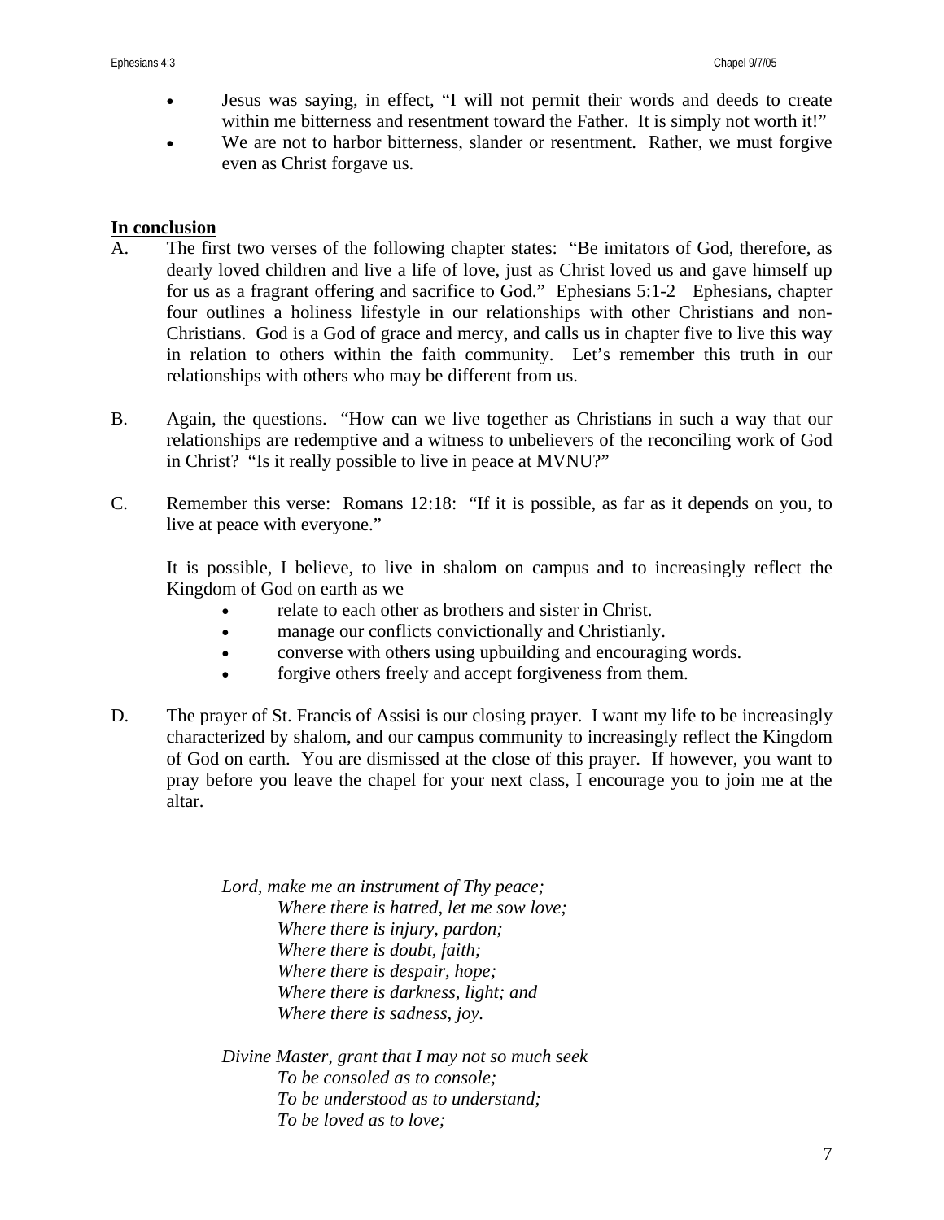- Jesus was saying, in effect, "I will not permit their words and deeds to create within me bitterness and resentment toward the Father. It is simply not worth it!"
- We are not to harbor bitterness, slander or resentment. Rather, we must forgive even as Christ forgave us.

**In conclusion**

A. The first two verses of the following chapter states: "Be imitators of God, therefore, as dearly loved children and live a life of love, just as Christ loved us and gave himself up for us as a fragrant offering and sacrifice to God." Ephesians 5:1-2 Ephesians, chapter four outlines a holiness lifestyle in our relationships with other Christians and non-Christians. God is a God of grace and mercy, and calls us in chapter five to live this way in relation to others within the faith community. Let's remember this truth in our relationships with others who may be different from us.

B. Again, the questions. "How can we live together as Christians in such a way that our relationships are redemptive and a witness to unbelievers of the reconciling work of God in Christ? "Is it really possible to live in peace at MVNU?"

C. Remember this verse: Romans 12:18: "If it is possible, as far as it depends on you, to live at peace with everyone."

It is possible, I believe, to live in shalom on campus and to increasingly reflect the Kingdom of God on earth as we

- relate to each other as brothers and sister in Christ.
- manage our conflicts convictionally and Christianly.
- converse with others using upbuilding and encouraging words.
- forgive others freely and accept forgiveness from them.

D. The prayer of St. Francis of Assisi is our closing prayer. I want my life to be increasingly characterized by shalom, and our campus community to increasingly reflect the Kingdom of God on earth. You are dismissed at the close of this prayer. If however, you want to pray before you leave the chapel for your next class, I encourage you to join me at the altar.

*Lord, make me an instrument of Thy peace;*
*Where there is hatred, let me sow love;*
*Where there is injury, pardon;*
*Where there is doubt, faith;*
*Where there is despair, hope;*
*Where there is darkness, light; and*
*Where there is sadness, joy.*

*Divine Master, grant that I may not so much seek*
*To be consoled as to console;*
*To be understood as to understand;*
*To be loved as to love;*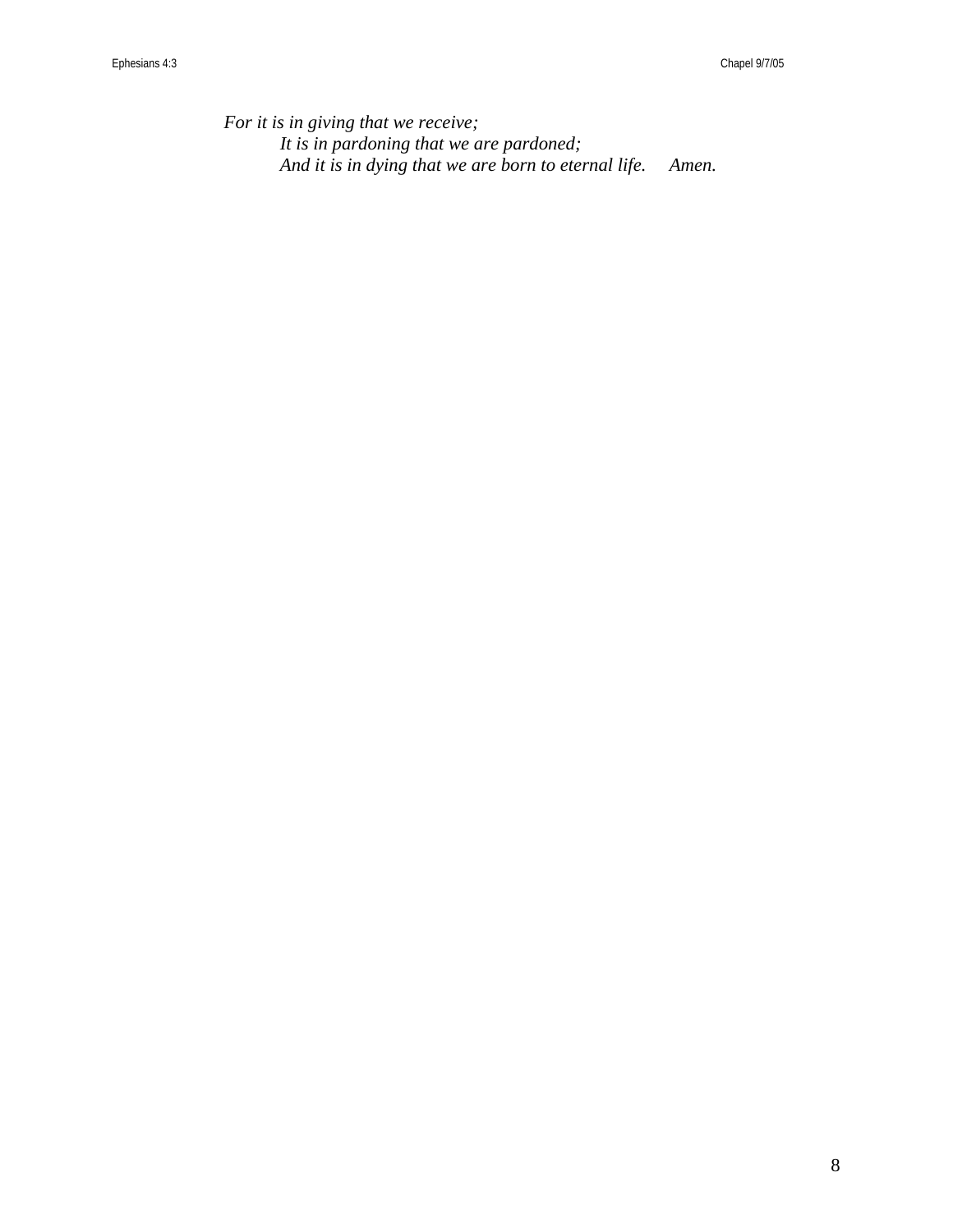*For it is in giving that we receive;*
*It is in pardoning that we are pardoned;*
*And it is in dying that we are born to eternal life.     Amen.*